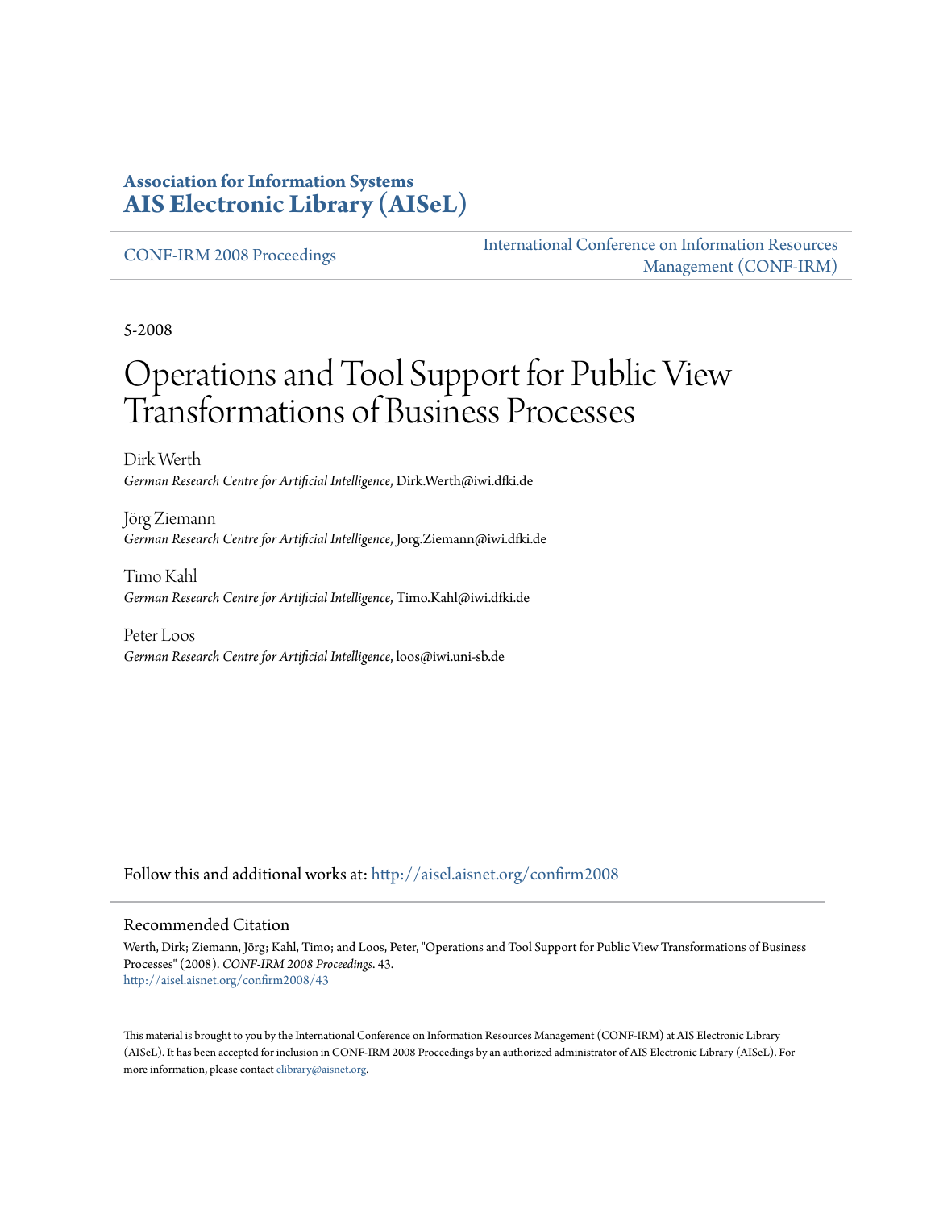**Association for Information Systems**
**AIS Electronic Library (AISeL)**

CONF-IRM 2008 Proceedings

International Conference on Information Resources Management (CONF-IRM)

5-2008

# Operations and Tool Support for Public View Transformations of Business Processes

Dirk Werth
*German Research Centre for Artificial Intelligence*, Dirk.Werth@iwi.dfki.de

Jörg Ziemann
*German Research Centre for Artificial Intelligence*, Jorg.Ziemann@iwi.dfki.de

Timo Kahl
*German Research Centre for Artificial Intelligence*, Timo.Kahl@iwi.dfki.de

Peter Loos
*German Research Centre for Artificial Intelligence*, loos@iwi.uni-sb.de

Follow this and additional works at: http://aisel.aisnet.org/confirm2008

## Recommended Citation

Werth, Dirk; Ziemann, Jörg; Kahl, Timo; and Loos, Peter, "Operations and Tool Support for Public View Transformations of Business Processes" (2008). *CONF-IRM 2008 Proceedings*. 43.
http://aisel.aisnet.org/confirm2008/43

This material is brought to you by the International Conference on Information Resources Management (CONF-IRM) at AIS Electronic Library (AISeL). It has been accepted for inclusion in CONF-IRM 2008 Proceedings by an authorized administrator of AIS Electronic Library (AISeL). For more information, please contact elibrary@aisnet.org.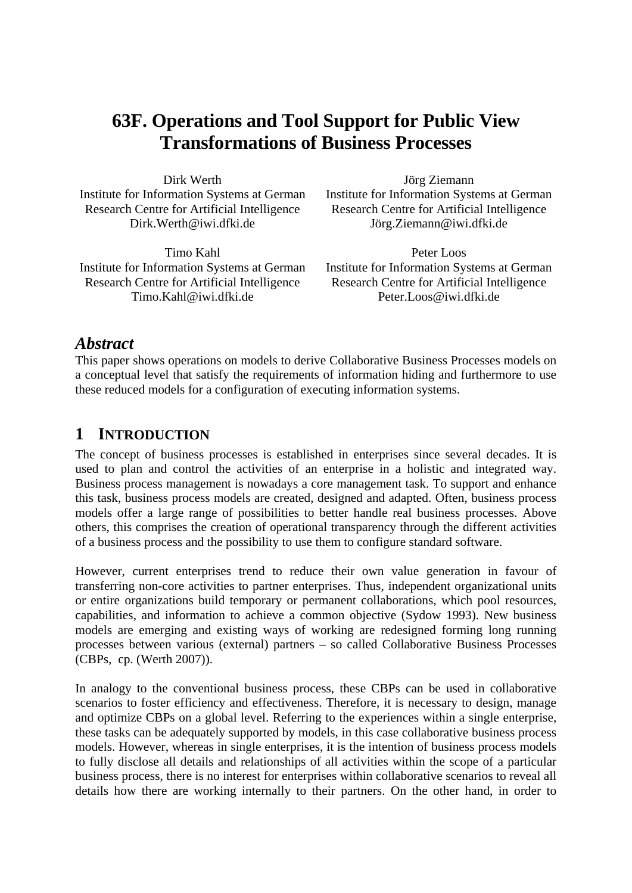# 63F. Operations and Tool Support for Public View Transformations of Business Processes

Dirk Werth
Institute for Information Systems at German Research Centre for Artificial Intelligence
Dirk.Werth@iwi.dfki.de

Jörg Ziemann
Institute for Information Systems at German Research Centre for Artificial Intelligence
Jörg.Ziemann@iwi.dfki.de

Timo Kahl
Institute for Information Systems at German Research Centre for Artificial Intelligence
Timo.Kahl@iwi.dfki.de

Peter Loos
Institute for Information Systems at German Research Centre for Artificial Intelligence
Peter.Loos@iwi.dfki.de

## *Abstract*

This paper shows operations on models to derive Collaborative Business Processes models on a conceptual level that satisfy the requirements of information hiding and furthermore to use these reduced models for a configuration of executing information systems.

## 1 INTRODUCTION

The concept of business processes is established in enterprises since several decades. It is used to plan and control the activities of an enterprise in a holistic and integrated way. Business process management is nowadays a core management task. To support and enhance this task, business process models are created, designed and adapted. Often, business process models offer a large range of possibilities to better handle real business processes. Above others, this comprises the creation of operational transparency through the different activities of a business process and the possibility to use them to configure standard software.

However, current enterprises trend to reduce their own value generation in favour of transferring non-core activities to partner enterprises. Thus, independent organizational units or entire organizations build temporary or permanent collaborations, which pool resources, capabilities, and information to achieve a common objective (Sydow 1993). New business models are emerging and existing ways of working are redesigned forming long running processes between various (external) partners – so called Collaborative Business Processes (CBPs, cp. (Werth 2007)).

In analogy to the conventional business process, these CBPs can be used in collaborative scenarios to foster efficiency and effectiveness. Therefore, it is necessary to design, manage and optimize CBPs on a global level. Referring to the experiences within a single enterprise, these tasks can be adequately supported by models, in this case collaborative business process models. However, whereas in single enterprises, it is the intention of business process models to fully disclose all details and relationships of all activities within the scope of a particular business process, there is no interest for enterprises within collaborative scenarios to reveal all details how there are working internally to their partners. On the other hand, in order to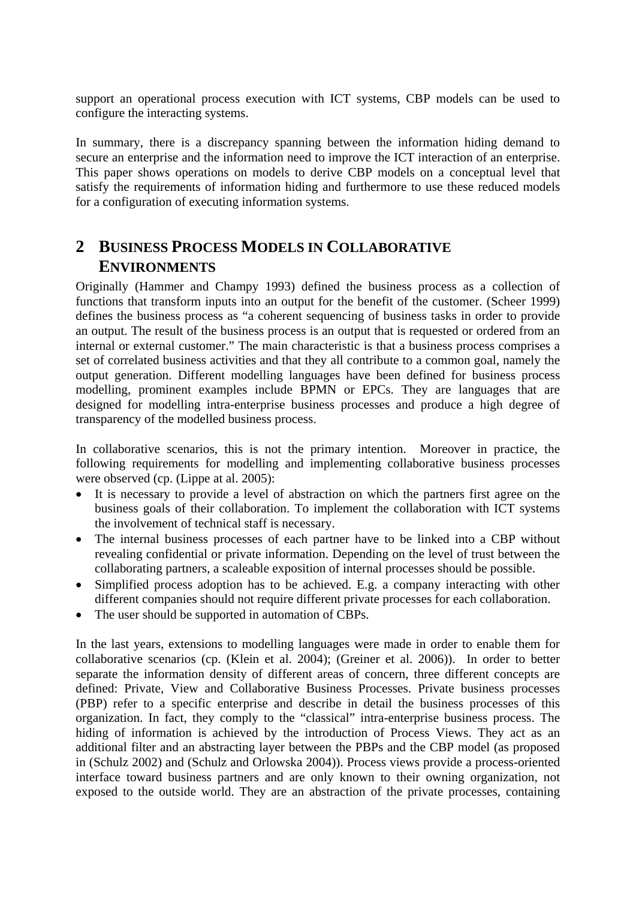support an operational process execution with ICT systems, CBP models can be used to configure the interacting systems.

In summary, there is a discrepancy spanning between the information hiding demand to secure an enterprise and the information need to improve the ICT interaction of an enterprise. This paper shows operations on models to derive CBP models on a conceptual level that satisfy the requirements of information hiding and furthermore to use these reduced models for a configuration of executing information systems.

## 2 BUSINESS PROCESS MODELS IN COLLABORATIVE ENVIRONMENTS

Originally (Hammer and Champy 1993) defined the business process as a collection of functions that transform inputs into an output for the benefit of the customer. (Scheer 1999) defines the business process as "a coherent sequencing of business tasks in order to provide an output. The result of the business process is an output that is requested or ordered from an internal or external customer." The main characteristic is that a business process comprises a set of correlated business activities and that they all contribute to a common goal, namely the output generation. Different modelling languages have been defined for business process modelling, prominent examples include BPMN or EPCs. They are languages that are designed for modelling intra-enterprise business processes and produce a high degree of transparency of the modelled business process.

In collaborative scenarios, this is not the primary intention. Moreover in practice, the following requirements for modelling and implementing collaborative business processes were observed (cp. (Lippe at al. 2005):

- It is necessary to provide a level of abstraction on which the partners first agree on the business goals of their collaboration. To implement the collaboration with ICT systems the involvement of technical staff is necessary.
- The internal business processes of each partner have to be linked into a CBP without revealing confidential or private information. Depending on the level of trust between the collaborating partners, a scaleable exposition of internal processes should be possible.
- Simplified process adoption has to be achieved. E.g. a company interacting with other different companies should not require different private processes for each collaboration.
- The user should be supported in automation of CBPs.

In the last years, extensions to modelling languages were made in order to enable them for collaborative scenarios (cp. (Klein et al. 2004); (Greiner et al. 2006)). In order to better separate the information density of different areas of concern, three different concepts are defined: Private, View and Collaborative Business Processes. Private business processes (PBP) refer to a specific enterprise and describe in detail the business processes of this organization. In fact, they comply to the "classical" intra-enterprise business process. The hiding of information is achieved by the introduction of Process Views. They act as an additional filter and an abstracting layer between the PBPs and the CBP model (as proposed in (Schulz 2002) and (Schulz and Orlowska 2004)). Process views provide a process-oriented interface toward business partners and are only known to their owning organization, not exposed to the outside world. They are an abstraction of the private processes, containing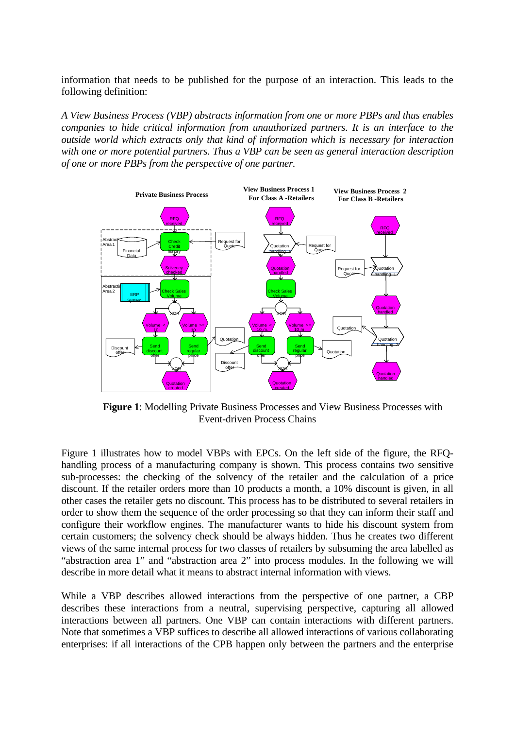information that needs to be published for the purpose of an interaction. This leads to the following definition:

*A View Business Process (VBP) abstracts information from one or more PBPs and thus enables companies to hide critical information from unauthorized partners. It is an interface to the outside world which extracts only that kind of information which is necessary for interaction with one or more potential partners. Thus a VBP can be seen as general interaction description of one or more PBPs from the perspective of one partner.*

**Figure 1**: Modelling Private Business Processes and View Business Processes with Event-driven Process Chains

Figure 1 illustrates how to model VBPs with EPCs. On the left side of the figure, the RFQ-handling process of a manufacturing company is shown. This process contains two sensitive sub-processes: the checking of the solvency of the retailer and the calculation of a price discount. If the retailer orders more than 10 products a month, a 10% discount is given, in all other cases the retailer gets no discount. This process has to be distributed to several retailers in order to show them the sequence of the order processing so that they can inform their staff and configure their workflow engines. The manufacturer wants to hide his discount system from certain customers; the solvency check should be always hidden. Thus he creates two different views of the same internal process for two classes of retailers by subsuming the area labelled as "abstraction area 1" and "abstraction area 2" into process modules. In the following we will describe in more detail what it means to abstract internal information with views.

While a VBP describes allowed interactions from the perspective of one partner, a CBP describes these interactions from a neutral, supervising perspective, capturing all allowed interactions between all partners. One VBP can contain interactions with different partners. Note that sometimes a VBP suffices to describe all allowed interactions of various collaborating enterprises: if all interactions of the CPB happen only between the partners and the enterprise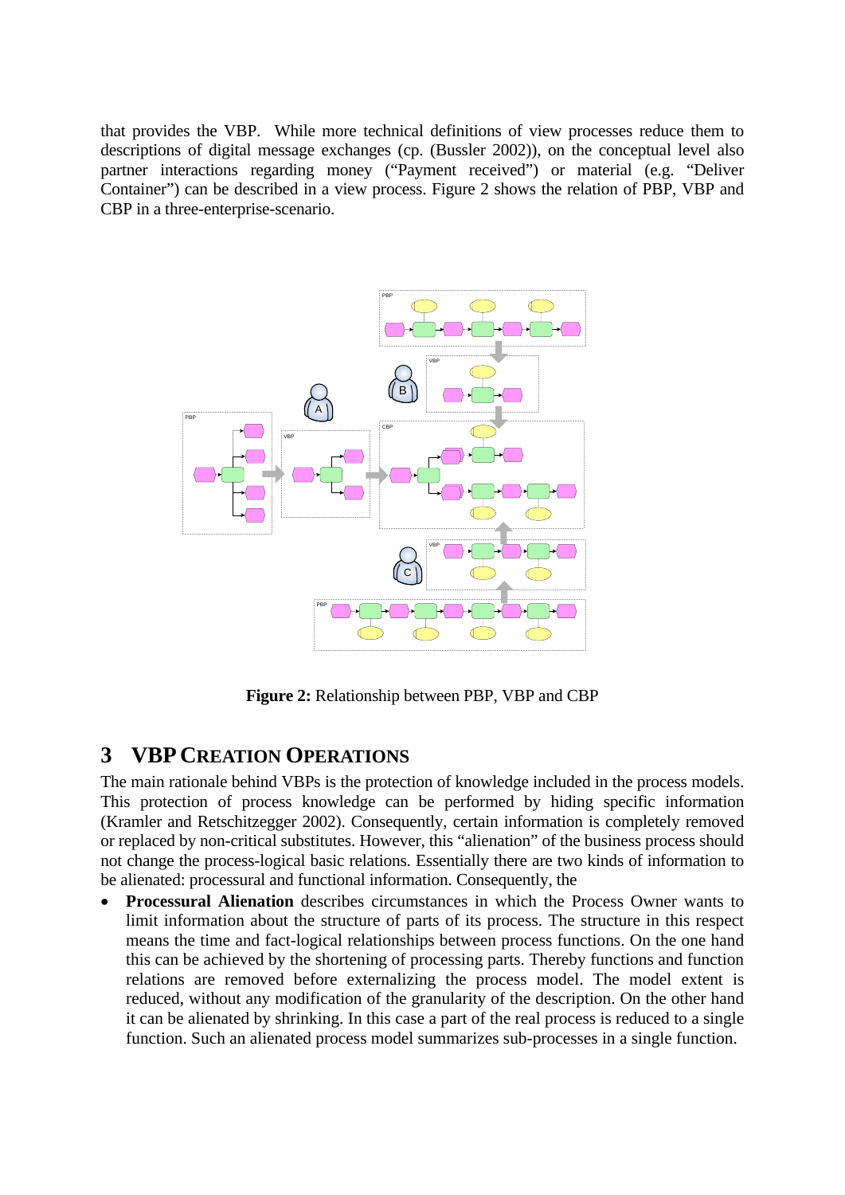that provides the VBP. While more technical definitions of view processes reduce them to descriptions of digital message exchanges (cp. (Bussler 2002)), on the conceptual level also partner interactions regarding money ("Payment received") or material (e.g. "Deliver Container") can be described in a view process. Figure 2 shows the relation of PBP, VBP and CBP in a three-enterprise-scenario.

**Figure 2:** Relationship between PBP, VBP and CBP

## 3 VBP CREATION OPERATIONS

The main rationale behind VBPs is the protection of knowledge included in the process models. This protection of process knowledge can be performed by hiding specific information (Kramler and Retschitzegger 2002). Consequently, certain information is completely removed or replaced by non-critical substitutes. However, this "alienation" of the business process should not change the process-logical basic relations. Essentially there are two kinds of information to be alienated: processural and functional information. Consequently, the

- **Processural Alienation** describes circumstances in which the Process Owner wants to limit information about the structure of parts of its process. The structure in this respect means the time and fact-logical relationships between process functions. On the one hand this can be achieved by the shortening of processing parts. Thereby functions and function relations are removed before externalizing the process model. The model extent is reduced, without any modification of the granularity of the description. On the other hand it can be alienated by shrinking. In this case a part of the real process is reduced to a single function. Such an alienated process model summarizes sub-processes in a single function.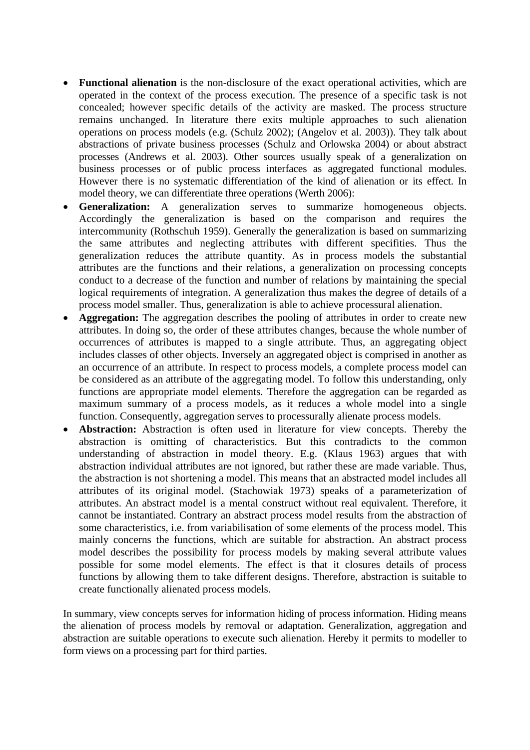- **Functional alienation** is the non-disclosure of the exact operational activities, which are operated in the context of the process execution. The presence of a specific task is not concealed; however specific details of the activity are masked. The process structure remains unchanged. In literature there exits multiple approaches to such alienation operations on process models (e.g. (Schulz 2002); (Angelov et al. 2003)). They talk about abstractions of private business processes (Schulz and Orlowska 2004) or about abstract processes (Andrews et al. 2003). Other sources usually speak of a generalization on business processes or of public process interfaces as aggregated functional modules. However there is no systematic differentiation of the kind of alienation or its effect. In model theory, we can differentiate three operations (Werth 2006):
- **Generalization:** A generalization serves to summarize homogeneous objects. Accordingly the generalization is based on the comparison and requires the intercommunity (Rothschuh 1959). Generally the generalization is based on summarizing the same attributes and neglecting attributes with different specifities. Thus the generalization reduces the attribute quantity. As in process models the substantial attributes are the functions and their relations, a generalization on processing concepts conduct to a decrease of the function and number of relations by maintaining the special logical requirements of integration. A generalization thus makes the degree of details of a process model smaller. Thus, generalization is able to achieve processural alienation.
- **Aggregation:** The aggregation describes the pooling of attributes in order to create new attributes. In doing so, the order of these attributes changes, because the whole number of occurrences of attributes is mapped to a single attribute. Thus, an aggregating object includes classes of other objects. Inversely an aggregated object is comprised in another as an occurrence of an attribute. In respect to process models, a complete process model can be considered as an attribute of the aggregating model. To follow this understanding, only functions are appropriate model elements. Therefore the aggregation can be regarded as maximum summary of a process models, as it reduces a whole model into a single function. Consequently, aggregation serves to processurally alienate process models.
- **Abstraction:** Abstraction is often used in literature for view concepts. Thereby the abstraction is omitting of characteristics. But this contradicts to the common understanding of abstraction in model theory. E.g. (Klaus 1963) argues that with abstraction individual attributes are not ignored, but rather these are made variable. Thus, the abstraction is not shortening a model. This means that an abstracted model includes all attributes of its original model. (Stachowiak 1973) speaks of a parameterization of attributes. An abstract model is a mental construct without real equivalent. Therefore, it cannot be instantiated. Contrary an abstract process model results from the abstraction of some characteristics, i.e. from variabilisation of some elements of the process model. This mainly concerns the functions, which are suitable for abstraction. An abstract process model describes the possibility for process models by making several attribute values possible for some model elements. The effect is that it closures details of process functions by allowing them to take different designs. Therefore, abstraction is suitable to create functionally alienated process models.

In summary, view concepts serves for information hiding of process information. Hiding means the alienation of process models by removal or adaptation. Generalization, aggregation and abstraction are suitable operations to execute such alienation. Hereby it permits to modeller to form views on a processing part for third parties.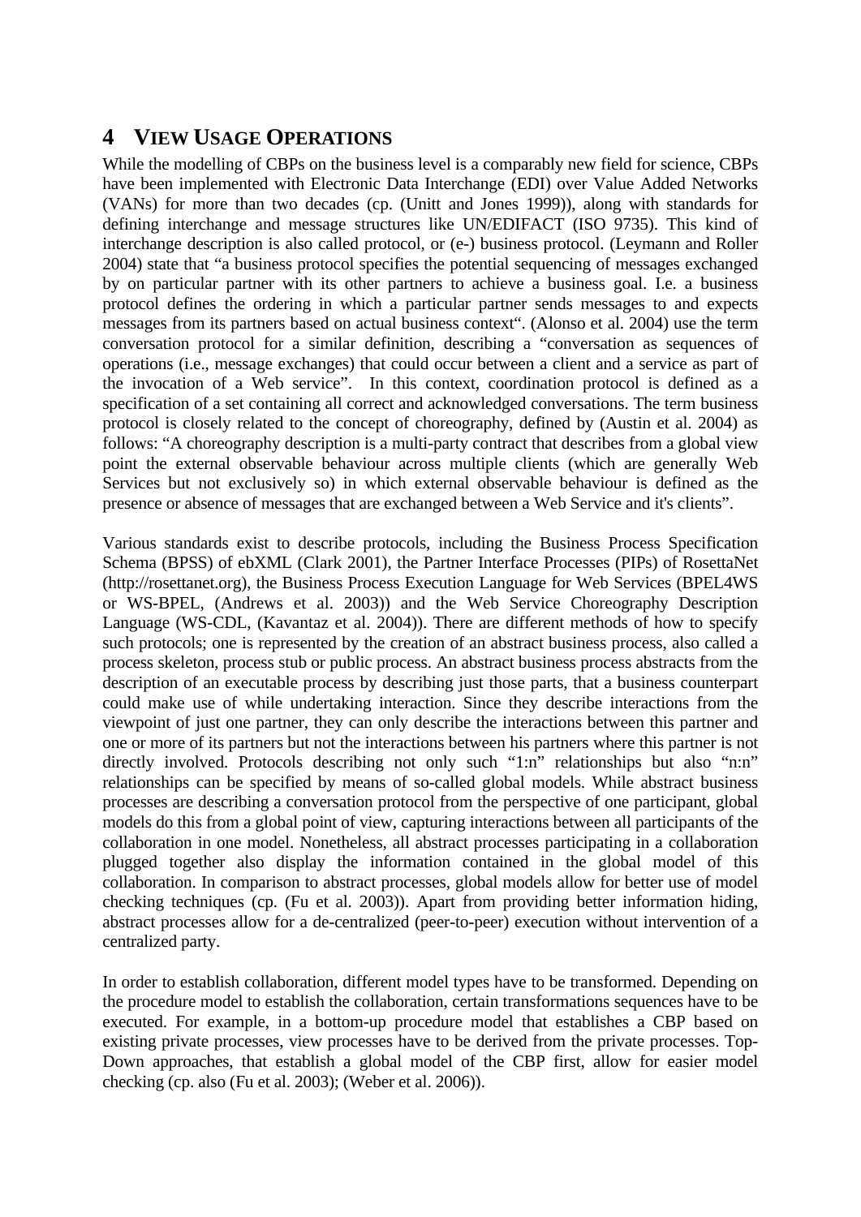# 4 VIEW USAGE OPERATIONS

While the modelling of CBPs on the business level is a comparably new field for science, CBPs have been implemented with Electronic Data Interchange (EDI) over Value Added Networks (VANs) for more than two decades (cp. (Unitt and Jones 1999)), along with standards for defining interchange and message structures like UN/EDIFACT (ISO 9735). This kind of interchange description is also called protocol, or (e-) business protocol. (Leymann and Roller 2004) state that "a business protocol specifies the potential sequencing of messages exchanged by on particular partner with its other partners to achieve a business goal. I.e. a business protocol defines the ordering in which a particular partner sends messages to and expects messages from its partners based on actual business context". (Alonso et al. 2004) use the term conversation protocol for a similar definition, describing a "conversation as sequences of operations (i.e., message exchanges) that could occur between a client and a service as part of the invocation of a Web service". In this context, coordination protocol is defined as a specification of a set containing all correct and acknowledged conversations. The term business protocol is closely related to the concept of choreography, defined by (Austin et al. 2004) as follows: "A choreography description is a multi-party contract that describes from a global view point the external observable behaviour across multiple clients (which are generally Web Services but not exclusively so) in which external observable behaviour is defined as the presence or absence of messages that are exchanged between a Web Service and it's clients".

Various standards exist to describe protocols, including the Business Process Specification Schema (BPSS) of ebXML (Clark 2001), the Partner Interface Processes (PIPs) of RosettaNet (http://rosettanet.org), the Business Process Execution Language for Web Services (BPEL4WS or WS-BPEL, (Andrews et al. 2003)) and the Web Service Choreography Description Language (WS-CDL, (Kavantaz et al. 2004)). There are different methods of how to specify such protocols; one is represented by the creation of an abstract business process, also called a process skeleton, process stub or public process. An abstract business process abstracts from the description of an executable process by describing just those parts, that a business counterpart could make use of while undertaking interaction. Since they describe interactions from the viewpoint of just one partner, they can only describe the interactions between this partner and one or more of its partners but not the interactions between his partners where this partner is not directly involved. Protocols describing not only such "1:n" relationships but also "n:n" relationships can be specified by means of so-called global models. While abstract business processes are describing a conversation protocol from the perspective of one participant, global models do this from a global point of view, capturing interactions between all participants of the collaboration in one model. Nonetheless, all abstract processes participating in a collaboration plugged together also display the information contained in the global model of this collaboration. In comparison to abstract processes, global models allow for better use of model checking techniques (cp. (Fu et al. 2003)). Apart from providing better information hiding, abstract processes allow for a de-centralized (peer-to-peer) execution without intervention of a centralized party.

In order to establish collaboration, different model types have to be transformed. Depending on the procedure model to establish the collaboration, certain transformations sequences have to be executed. For example, in a bottom-up procedure model that establishes a CBP based on existing private processes, view processes have to be derived from the private processes. Top-Down approaches, that establish a global model of the CBP first, allow for easier model checking (cp. also (Fu et al. 2003); (Weber et al. 2006)).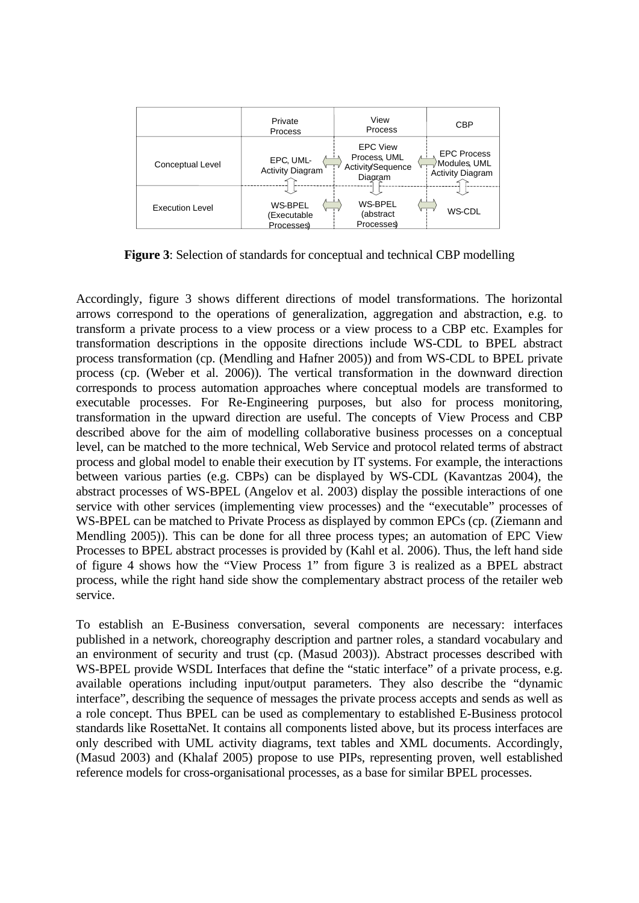|  | Private Process | View Process | CBP |
| --- | --- | --- | --- |
| Conceptual Level | EPC, UML-Activity Diagram | EPC View Process, UML Activity/Sequence Diagram | EPC Process Modules, UML Activity Diagram |
| Execution Level | WS-BPEL (Executable Processes) | WS-BPEL (abstract Processes) | WS-CDL |

**Figure 3**: Selection of standards for conceptual and technical CBP modelling

Accordingly, figure 3 shows different directions of model transformations. The horizontal arrows correspond to the operations of generalization, aggregation and abstraction, e.g. to transform a private process to a view process or a view process to a CBP etc. Examples for transformation descriptions in the opposite directions include WS-CDL to BPEL abstract process transformation (cp. (Mendling and Hafner 2005)) and from WS-CDL to BPEL private process (cp. (Weber et al. 2006)). The vertical transformation in the downward direction corresponds to process automation approaches where conceptual models are transformed to executable processes. For Re-Engineering purposes, but also for process monitoring, transformation in the upward direction are useful. The concepts of View Process and CBP described above for the aim of modelling collaborative business processes on a conceptual level, can be matched to the more technical, Web Service and protocol related terms of abstract process and global model to enable their execution by IT systems. For example, the interactions between various parties (e.g. CBPs) can be displayed by WS-CDL (Kavantzas 2004), the abstract processes of WS-BPEL (Angelov et al. 2003) display the possible interactions of one service with other services (implementing view processes) and the "executable" processes of WS-BPEL can be matched to Private Process as displayed by common EPCs (cp. (Ziemann and Mendling 2005)). This can be done for all three process types; an automation of EPC View Processes to BPEL abstract processes is provided by (Kahl et al. 2006). Thus, the left hand side of figure 4 shows how the "View Process 1" from figure 3 is realized as a BPEL abstract process, while the right hand side show the complementary abstract process of the retailer web service.

To establish an E-Business conversation, several components are necessary: interfaces published in a network, choreography description and partner roles, a standard vocabulary and an environment of security and trust (cp. (Masud 2003)). Abstract processes described with WS-BPEL provide WSDL Interfaces that define the "static interface" of a private process, e.g. available operations including input/output parameters. They also describe the "dynamic interface", describing the sequence of messages the private process accepts and sends as well as a role concept. Thus BPEL can be used as complementary to established E-Business protocol standards like RosettaNet. It contains all components listed above, but its process interfaces are only described with UML activity diagrams, text tables and XML documents. Accordingly, (Masud 2003) and (Khalaf 2005) propose to use PIPs, representing proven, well established reference models for cross-organisational processes, as a base for similar BPEL processes.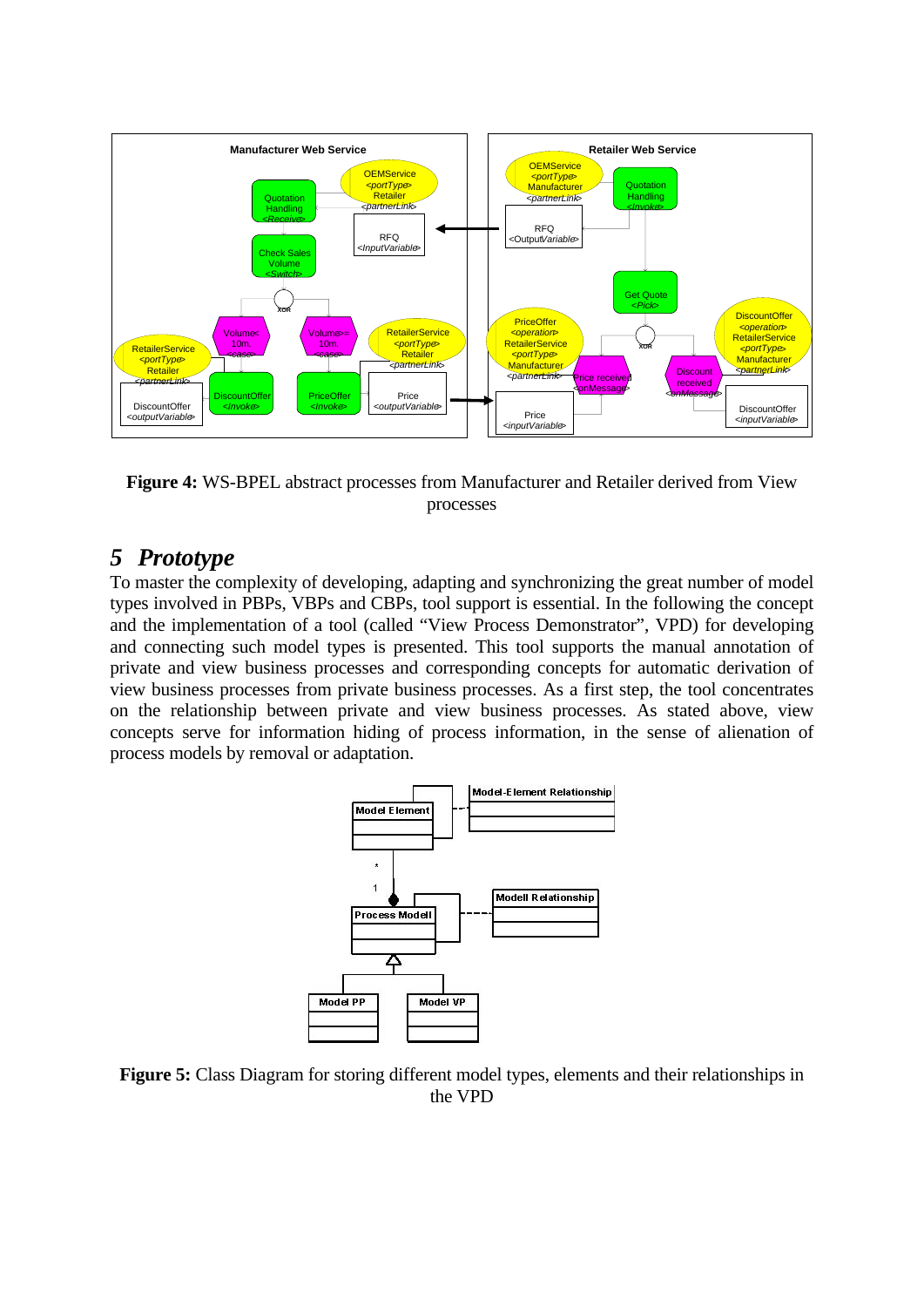**Figure 4:** WS-BPEL abstract processes from Manufacturer and Retailer derived from View processes

## 5 *Prototype*

To master the complexity of developing, adapting and synchronizing the great number of model types involved in PBPs, VBPs and CBPs, tool support is essential. In the following the concept and the implementation of a tool (called "View Process Demonstrator", VPD) for developing and connecting such model types is presented. This tool supports the manual annotation of private and view business processes and corresponding concepts for automatic derivation of view business processes from private business processes. As a first step, the tool concentrates on the relationship between private and view business processes. As stated above, view concepts serve for information hiding of process information, in the sense of alienation of process models by removal or adaptation.

**Figure 5:** Class Diagram for storing different model types, elements and their relationships in the VPD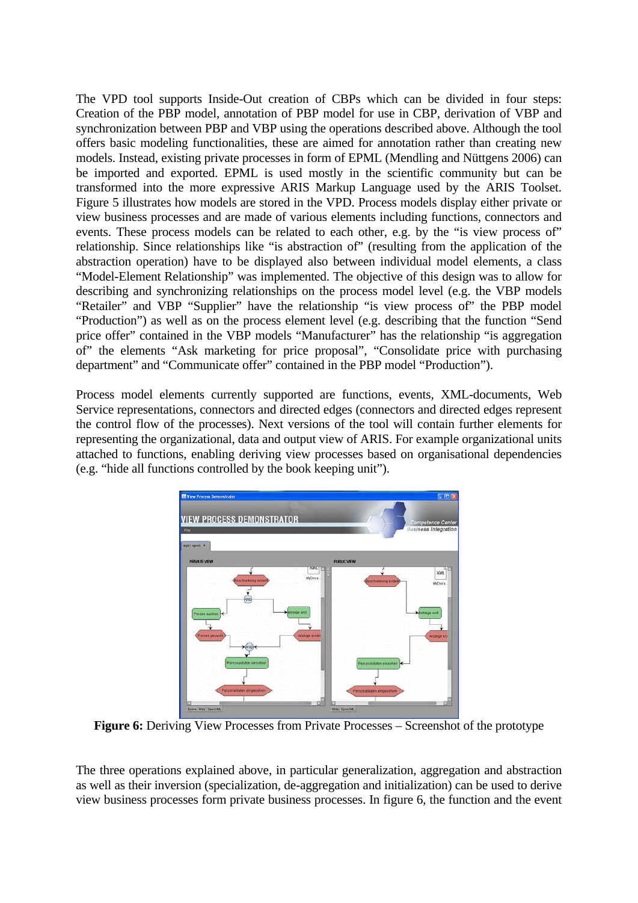The VPD tool supports Inside-Out creation of CBPs which can be divided in four steps: Creation of the PBP model, annotation of PBP model for use in CBP, derivation of VBP and synchronization between PBP and VBP using the operations described above. Although the tool offers basic modeling functionalities, these are aimed for annotation rather than creating new models. Instead, existing private processes in form of EPML (Mendling and Nüttgens 2006) can be imported and exported. EPML is used mostly in the scientific community but can be transformed into the more expressive ARIS Markup Language used by the ARIS Toolset. Figure 5 illustrates how models are stored in the VPD. Process models display either private or view business processes and are made of various elements including functions, connectors and events. These process models can be related to each other, e.g. by the "is view process of" relationship. Since relationships like "is abstraction of" (resulting from the application of the abstraction operation) have to be displayed also between individual model elements, a class "Model-Element Relationship" was implemented. The objective of this design was to allow for describing and synchronizing relationships on the process model level (e.g. the VBP models "Retailer" and VBP "Supplier" have the relationship "is view process of" the PBP model "Production") as well as on the process element level (e.g. describing that the function "Send price offer" contained in the VBP models "Manufacturer" has the relationship "is aggregation of" the elements "Ask marketing for price proposal", "Consolidate price with purchasing department" and "Communicate offer" contained in the PBP model "Production").

Process model elements currently supported are functions, events, XML-documents, Web Service representations, connectors and directed edges (connectors and directed edges represent the control flow of the processes). Next versions of the tool will contain further elements for representing the organizational, data and output view of ARIS. For example organizational units attached to functions, enabling deriving view processes based on organisational dependencies (e.g. "hide all functions controlled by the book keeping unit").

**Figure 6:** Deriving View Processes from Private Processes – Screenshot of the prototype

The three operations explained above, in particular generalization, aggregation and abstraction as well as their inversion (specialization, de-aggregation and initialization) can be used to derive view business processes form private business processes. In figure 6, the function and the event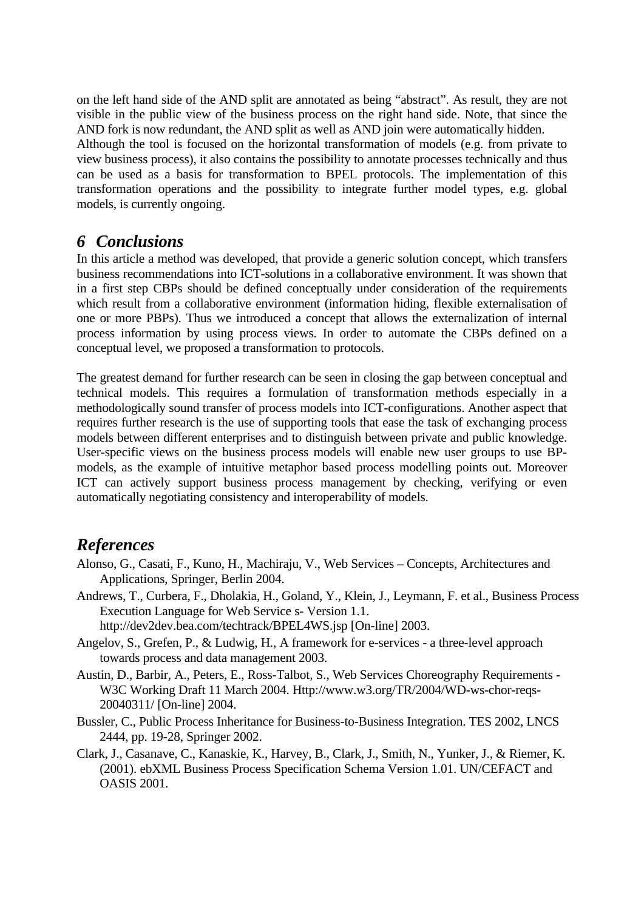on the left hand side of the AND split are annotated as being "abstract". As result, they are not visible in the public view of the business process on the right hand side. Note, that since the AND fork is now redundant, the AND split as well as AND join were automatically hidden.
Although the tool is focused on the horizontal transformation of models (e.g. from private to view business process), it also contains the possibility to annotate processes technically and thus can be used as a basis for transformation to BPEL protocols. The implementation of this transformation operations and the possibility to integrate further model types, e.g. global models, is currently ongoing.

## *6 Conclusions*

In this article a method was developed, that provide a generic solution concept, which transfers business recommendations into ICT-solutions in a collaborative environment. It was shown that in a first step CBPs should be defined conceptually under consideration of the requirements which result from a collaborative environment (information hiding, flexible externalisation of one or more PBPs). Thus we introduced a concept that allows the externalization of internal process information by using process views. In order to automate the CBPs defined on a conceptual level, we proposed a transformation to protocols.

The greatest demand for further research can be seen in closing the gap between conceptual and technical models. This requires a formulation of transformation methods especially in a methodologically sound transfer of process models into ICT-configurations. Another aspect that requires further research is the use of supporting tools that ease the task of exchanging process models between different enterprises and to distinguish between private and public knowledge. User-specific views on the business process models will enable new user groups to use BP-models, as the example of intuitive metaphor based process modelling points out. Moreover ICT can actively support business process management by checking, verifying or even automatically negotiating consistency and interoperability of models.

## *References*

Alonso, G., Casati, F., Kuno, H., Machiraju, V., Web Services – Concepts, Architectures and Applications, Springer, Berlin 2004.

Andrews, T., Curbera, F., Dholakia, H., Goland, Y., Klein, J., Leymann, F. et al., Business Process Execution Language for Web Service s- Version 1.1. http://dev2dev.bea.com/techtrack/BPEL4WS.jsp [On-line] 2003.

Angelov, S., Grefen, P., & Ludwig, H., A framework for e-services - a three-level approach towards process and data management 2003.

Austin, D., Barbir, A., Peters, E., Ross-Talbot, S., Web Services Choreography Requirements - W3C Working Draft 11 March 2004. Http://www.w3.org/TR/2004/WD-ws-chor-reqs-20040311/ [On-line] 2004.

Bussler, C., Public Process Inheritance for Business-to-Business Integration. TES 2002, LNCS 2444, pp. 19-28, Springer 2002.

Clark, J., Casanave, C., Kanaskie, K., Harvey, B., Clark, J., Smith, N., Yunker, J., & Riemer, K. (2001). ebXML Business Process Specification Schema Version 1.01. UN/CEFACT and OASIS 2001.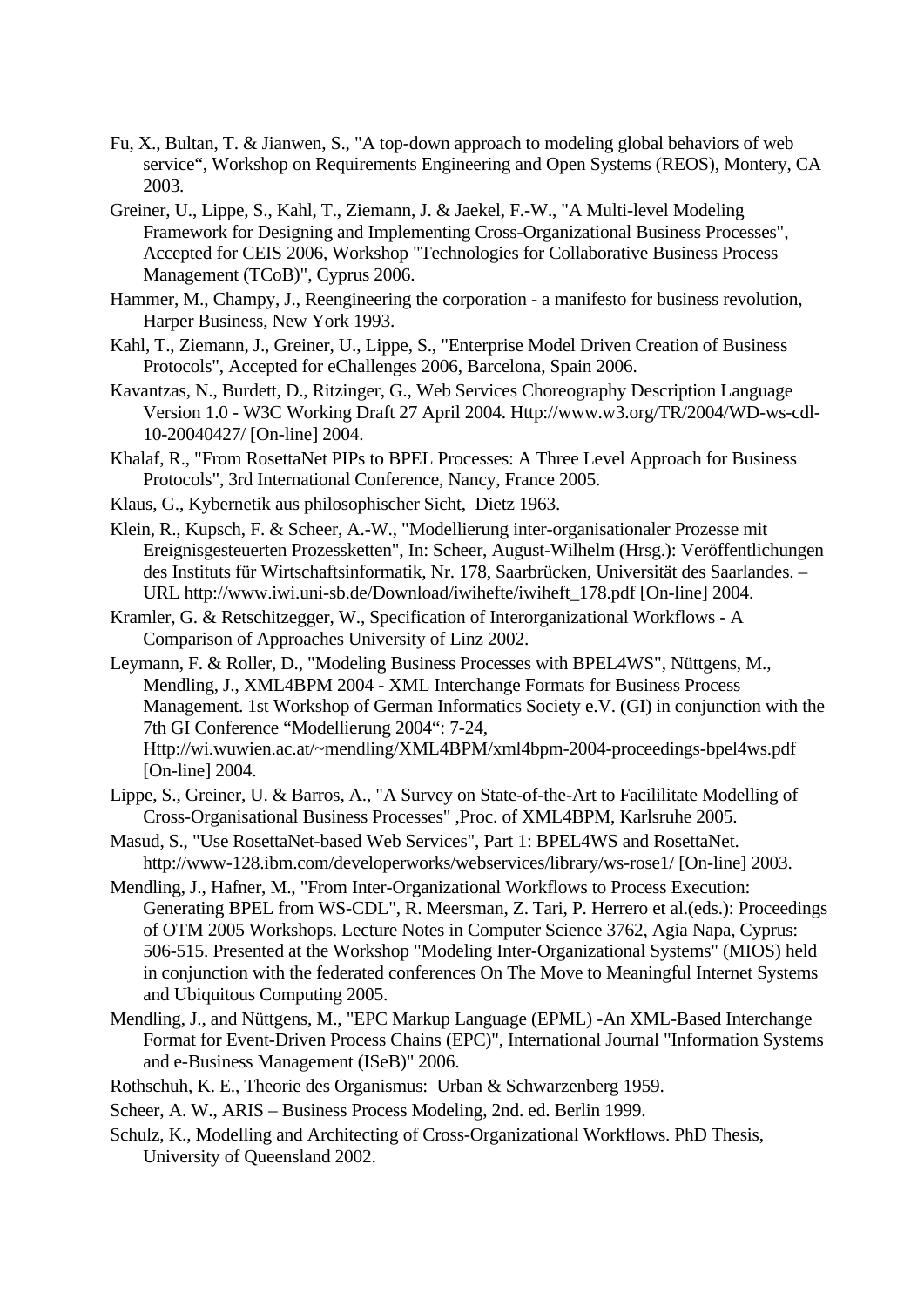Fu, X., Bultan, T. & Jianwen, S., "A top-down approach to modeling global behaviors of web service", Workshop on Requirements Engineering and Open Systems (REOS), Montery, CA 2003.

Greiner, U., Lippe, S., Kahl, T., Ziemann, J. & Jaekel, F.-W., "A Multi-level Modeling Framework for Designing and Implementing Cross-Organizational Business Processes", Accepted for CEIS 2006, Workshop "Technologies for Collaborative Business Process Management (TCoB)", Cyprus 2006.

Hammer, M., Champy, J., Reengineering the corporation - a manifesto for business revolution, Harper Business, New York 1993.

Kahl, T., Ziemann, J., Greiner, U., Lippe, S., "Enterprise Model Driven Creation of Business Protocols", Accepted for eChallenges 2006, Barcelona, Spain 2006.

Kavantzas, N., Burdett, D., Ritzinger, G., Web Services Choreography Description Language Version 1.0 - W3C Working Draft 27 April 2004. Http://www.w3.org/TR/2004/WD-ws-cdl-10-20040427/ [On-line] 2004.

Khalaf, R., "From RosettaNet PIPs to BPEL Processes: A Three Level Approach for Business Protocols", 3rd International Conference, Nancy, France 2005.

Klaus, G., Kybernetik aus philosophischer Sicht, Dietz 1963.

Klein, R., Kupsch, F. & Scheer, A.-W., "Modellierung inter-organisationaler Prozesse mit Ereignisgesteuerten Prozessketten", In: Scheer, August-Wilhelm (Hrsg.): Veröffentlichungen des Instituts für Wirtschaftsinformatik, Nr. 178, Saarbrücken, Universität des Saarlandes. – URL http://www.iwi.uni-sb.de/Download/iwihefte/iwiheft_178.pdf [On-line] 2004.

Kramler, G. & Retschitzegger, W., Specification of Interorganizational Workflows - A Comparison of Approaches University of Linz 2002.

Leymann, F. & Roller, D., "Modeling Business Processes with BPEL4WS", Nüttgens, M., Mendling, J., XML4BPM 2004 - XML Interchange Formats for Business Process Management. 1st Workshop of German Informatics Society e.V. (GI) in conjunction with the 7th GI Conference "Modellierung 2004": 7-24, Http://wi.wuwien.ac.at/~mendling/XML4BPM/xml4bpm-2004-proceedings-bpel4ws.pdf [On-line] 2004.

Lippe, S., Greiner, U. & Barros, A., "A Survey on State-of-the-Art to Facililitate Modelling of Cross-Organisational Business Processes" ,Proc. of XML4BPM, Karlsruhe 2005.

Masud, S., "Use RosettaNet-based Web Services", Part 1: BPEL4WS and RosettaNet. http://www-128.ibm.com/developerworks/webservices/library/ws-rose1/ [On-line] 2003.

Mendling, J., Hafner, M., "From Inter-Organizational Workflows to Process Execution: Generating BPEL from WS-CDL", R. Meersman, Z. Tari, P. Herrero et al.(eds.): Proceedings of OTM 2005 Workshops. Lecture Notes in Computer Science 3762, Agia Napa, Cyprus: 506-515. Presented at the Workshop "Modeling Inter-Organizational Systems" (MIOS) held in conjunction with the federated conferences On The Move to Meaningful Internet Systems and Ubiquitous Computing 2005.

Mendling, J., and Nüttgens, M., "EPC Markup Language (EPML) -An XML-Based Interchange Format for Event-Driven Process Chains (EPC)", International Journal "Information Systems and e-Business Management (ISeB)" 2006.

Rothschuh, K. E., Theorie des Organismus: Urban & Schwarzenberg 1959.

Scheer, A. W., ARIS – Business Process Modeling, 2nd. ed. Berlin 1999.

Schulz, K., Modelling and Architecting of Cross-Organizational Workflows. PhD Thesis, University of Queensland 2002.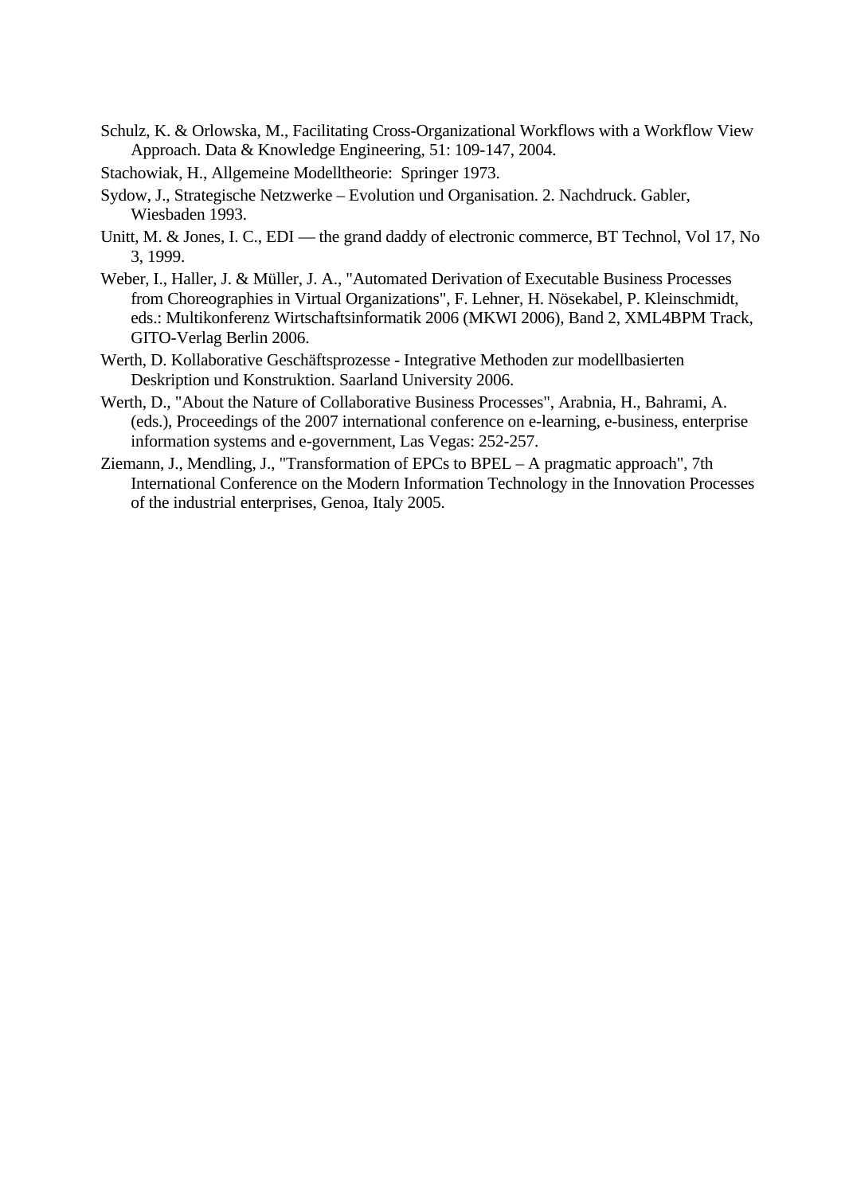Schulz, K. & Orlowska, M., Facilitating Cross-Organizational Workflows with a Workflow View Approach. Data & Knowledge Engineering, 51: 109-147, 2004.

Stachowiak, H., Allgemeine Modelltheorie:  Springer 1973.

Sydow, J., Strategische Netzwerke – Evolution und Organisation. 2. Nachdruck. Gabler, Wiesbaden 1993.

Unitt, M. & Jones, I. C., EDI — the grand daddy of electronic commerce, BT Technol, Vol 17, No 3, 1999.

Weber, I., Haller, J. & Müller, J. A., "Automated Derivation of Executable Business Processes from Choreographies in Virtual Organizations", F. Lehner, H. Nösekabel, P. Kleinschmidt, eds.: Multikonferenz Wirtschaftsinformatik 2006 (MKWI 2006), Band 2, XML4BPM Track, GITO-Verlag Berlin 2006.

Werth, D. Kollaborative Geschäftsprozesse - Integrative Methoden zur modellbasierten Deskription und Konstruktion. Saarland University 2006.

Werth, D., "About the Nature of Collaborative Business Processes", Arabnia, H., Bahrami, A. (eds.), Proceedings of the 2007 international conference on e-learning, e-business, enterprise information systems and e-government, Las Vegas: 252-257.

Ziemann, J., Mendling, J., "Transformation of EPCs to BPEL – A pragmatic approach", 7th International Conference on the Modern Information Technology in the Innovation Processes of the industrial enterprises, Genoa, Italy 2005.